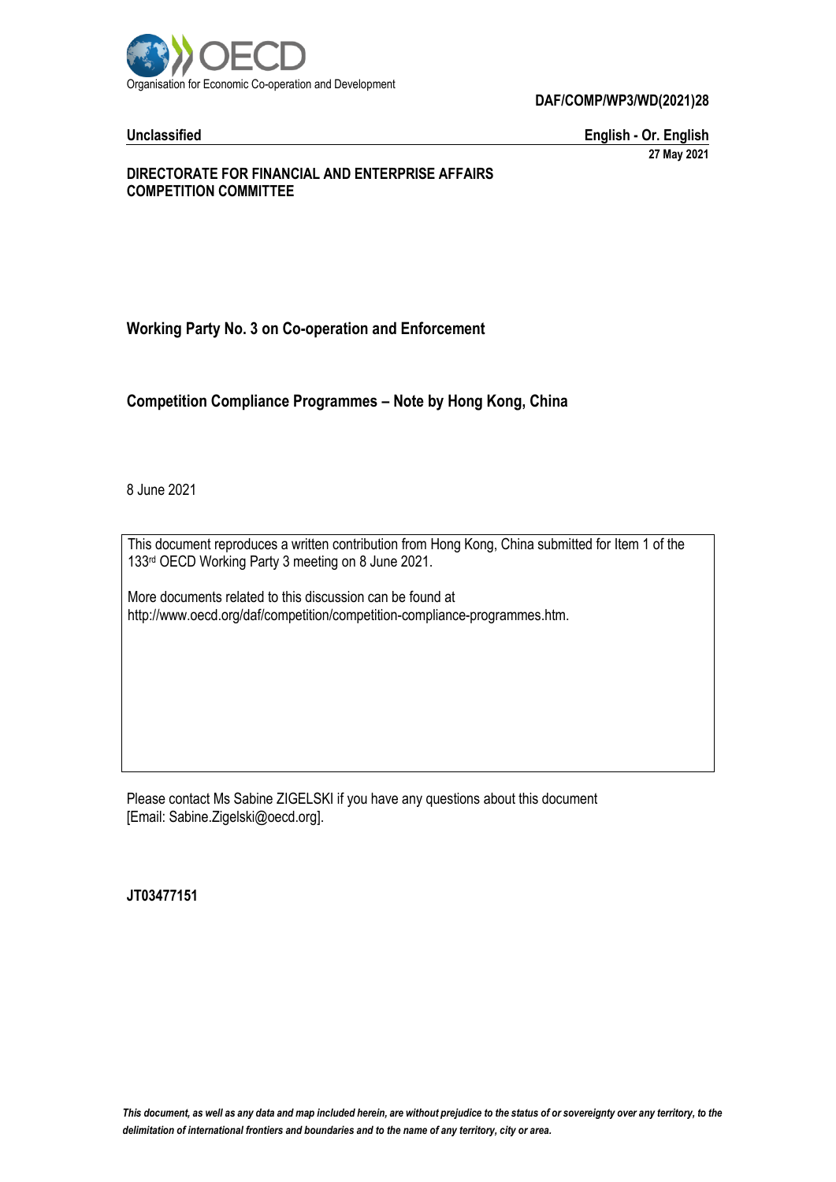Organisation for Economic Co-operation and Development

**DAF/COMP/WP3/WD(2021)28**

**Unclassified** **English - Or. English**

**27 May 2021**

**DIRECTORATE FOR FINANCIAL AND ENTERPRISE AFFAIRS**
**COMPETITION COMMITTEE**

## Working Party No. 3 on Co-operation and Enforcement

## Competition Compliance Programmes – Note by Hong Kong, China

8 June 2021

This document reproduces a written contribution from Hong Kong, China submitted for Item 1 of the 133rd OECD Working Party 3 meeting on 8 June 2021.

More documents related to this discussion can be found at http://www.oecd.org/daf/competition/competition-compliance-programmes.htm.

Please contact Ms Sabine ZIGELSKI if you have any questions about this document [Email: Sabine.Zigelski@oecd.org].

**JT03477151**

*This document, as well as any data and map included herein, are without prejudice to the status of or sovereignty over any territory, to the delimitation of international frontiers and boundaries and to the name of any territory, city or area.*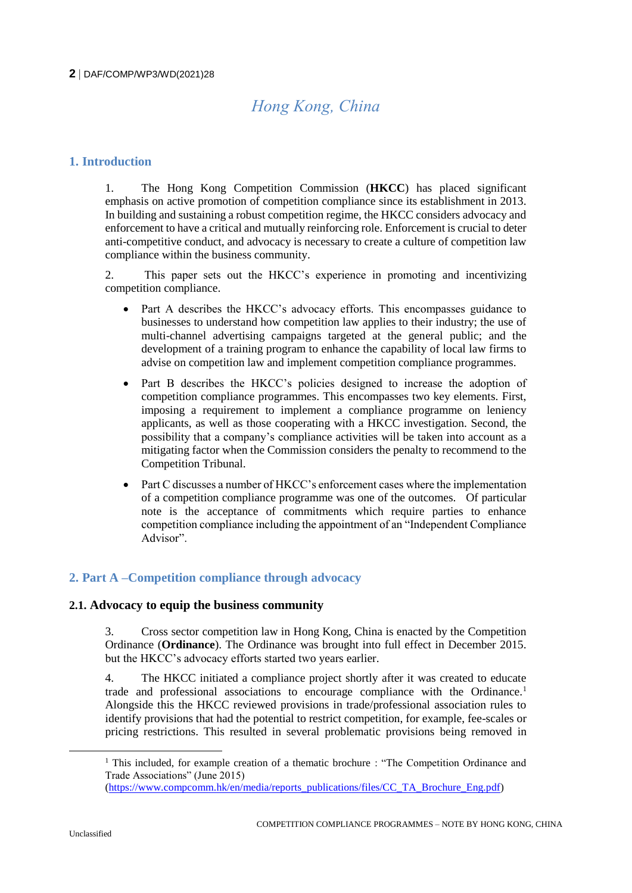# Hong Kong, China

## 1. Introduction

1. The Hong Kong Competition Commission (**HKCC**) has placed significant emphasis on active promotion of competition compliance since its establishment in 2013. In building and sustaining a robust competition regime, the HKCC considers advocacy and enforcement to have a critical and mutually reinforcing role. Enforcement is crucial to deter anti-competitive conduct, and advocacy is necessary to create a culture of competition law compliance within the business community.

2. This paper sets out the HKCC's experience in promoting and incentivizing competition compliance.

- Part A describes the HKCC's advocacy efforts. This encompasses guidance to businesses to understand how competition law applies to their industry; the use of multi-channel advertising campaigns targeted at the general public; and the development of a training program to enhance the capability of local law firms to advise on competition law and implement competition compliance programmes.
- Part B describes the HKCC's policies designed to increase the adoption of competition compliance programmes. This encompasses two key elements. First, imposing a requirement to implement a compliance programme on leniency applicants, as well as those cooperating with a HKCC investigation. Second, the possibility that a company's compliance activities will be taken into account as a mitigating factor when the Commission considers the penalty to recommend to the Competition Tribunal.
- Part C discusses a number of HKCC's enforcement cases where the implementation of a competition compliance programme was one of the outcomes. Of particular note is the acceptance of commitments which require parties to enhance competition compliance including the appointment of an "Independent Compliance Advisor".

## 2. Part A –Competition compliance through advocacy

### 2.1. Advocacy to equip the business community

3. Cross sector competition law in Hong Kong, China is enacted by the Competition Ordinance (**Ordinance**). The Ordinance was brought into full effect in December 2015. but the HKCC's advocacy efforts started two years earlier.

4. The HKCC initiated a compliance project shortly after it was created to educate trade and professional associations to encourage compliance with the Ordinance.[1] Alongside this the HKCC reviewed provisions in trade/professional association rules to identify provisions that had the potential to restrict competition, for example, fee-scales or pricing restrictions. This resulted in several problematic provisions being removed in

[1] This included, for example creation of a thematic brochure : "The Competition Ordinance and Trade Associations" (June 2015) (https://www.compcomm.hk/en/media/reports_publications/files/CC_TA_Brochure_Eng.pdf)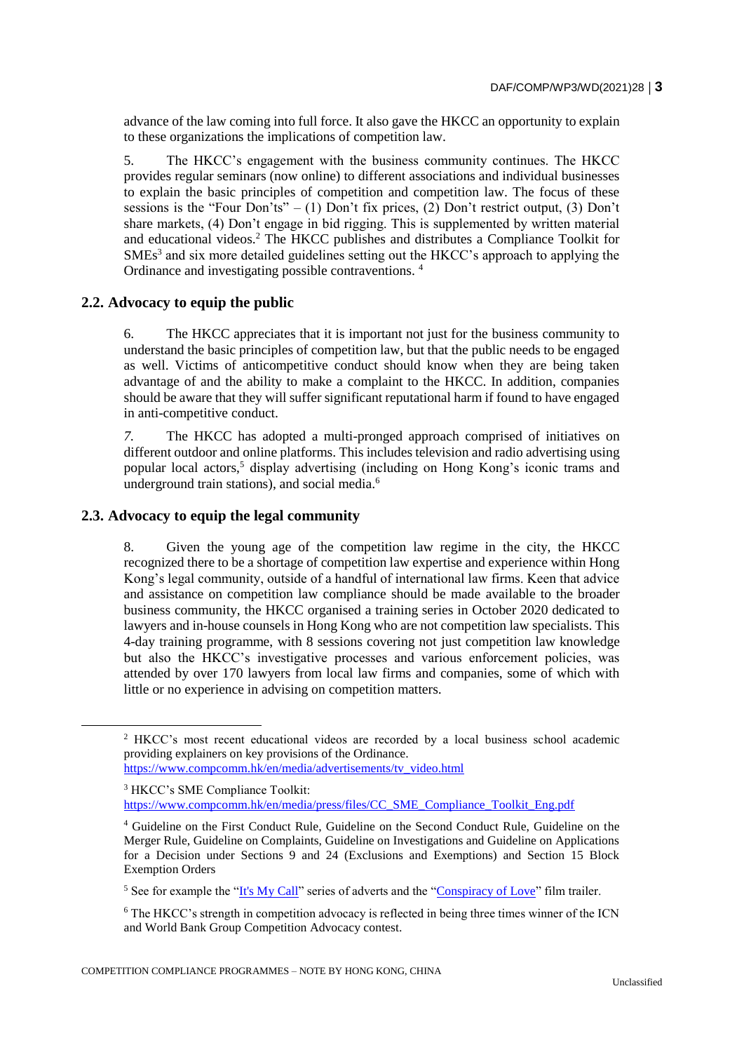advance of the law coming into full force. It also gave the HKCC an opportunity to explain to these organizations the implications of competition law.

5. The HKCC's engagement with the business community continues. The HKCC provides regular seminars (now online) to different associations and individual businesses to explain the basic principles of competition and competition law. The focus of these sessions is the "Four Don'ts" – (1) Don't fix prices, (2) Don't restrict output, (3) Don't share markets, (4) Don't engage in bid rigging. This is supplemented by written material and educational videos.[2] The HKCC publishes and distributes a Compliance Toolkit for SMEs[3] and six more detailed guidelines setting out the HKCC's approach to applying the Ordinance and investigating possible contraventions. [4]

## 2.2. Advocacy to equip the public

6. The HKCC appreciates that it is important not just for the business community to understand the basic principles of competition law, but that the public needs to be engaged as well. Victims of anticompetitive conduct should know when they are being taken advantage of and the ability to make a complaint to the HKCC. In addition, companies should be aware that they will suffer significant reputational harm if found to have engaged in anti-competitive conduct.

*7.* The HKCC has adopted a multi-pronged approach comprised of initiatives on different outdoor and online platforms. This includes television and radio advertising using popular local actors,[5] display advertising (including on Hong Kong's iconic trams and underground train stations), and social media.[6]

## 2.3. Advocacy to equip the legal community

8. Given the young age of the competition law regime in the city, the HKCC recognized there to be a shortage of competition law expertise and experience within Hong Kong's legal community, outside of a handful of international law firms. Keen that advice and assistance on competition law compliance should be made available to the broader business community, the HKCC organised a training series in October 2020 dedicated to lawyers and in-house counsels in Hong Kong who are not competition law specialists. This 4-day training programme, with 8 sessions covering not just competition law knowledge but also the HKCC's investigative processes and various enforcement policies, was attended by over 170 lawyers from local law firms and companies, some of which with little or no experience in advising on competition matters.

---

[2] HKCC's most recent educational videos are recorded by a local business school academic providing explainers on key provisions of the Ordinance. https://www.compcomm.hk/en/media/advertisements/tv_video.html

[3] HKCC's SME Compliance Toolkit: https://www.compcomm.hk/en/media/press/files/CC_SME_Compliance_Toolkit_Eng.pdf

[4] Guideline on the First Conduct Rule, Guideline on the Second Conduct Rule, Guideline on the Merger Rule, Guideline on Complaints, Guideline on Investigations and Guideline on Applications for a Decision under Sections 9 and 24 (Exclusions and Exemptions) and Section 15 Block Exemption Orders

[5] See for example the "It's My Call" series of adverts and the "Conspiracy of Love" film trailer.

[6] The HKCC's strength in competition advocacy is reflected in being three times winner of the ICN and World Bank Group Competition Advocacy contest.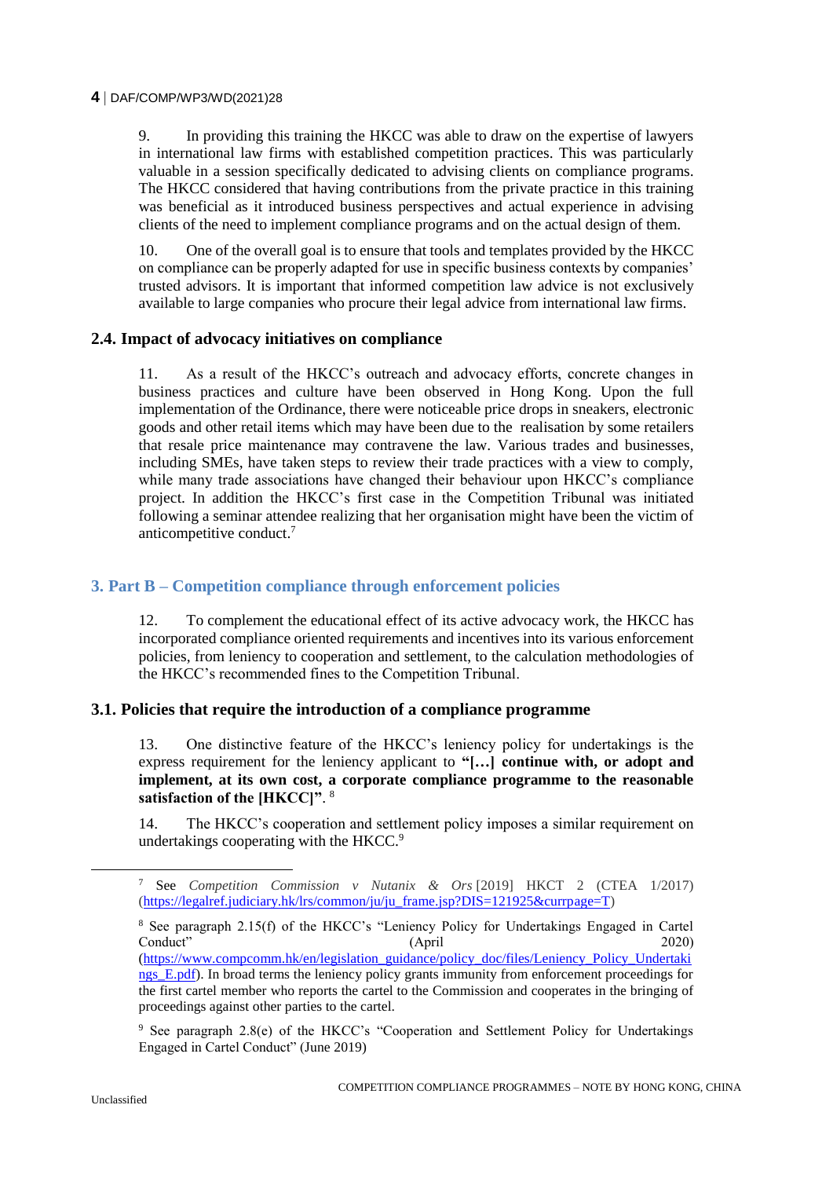9. In providing this training the HKCC was able to draw on the expertise of lawyers in international law firms with established competition practices. This was particularly valuable in a session specifically dedicated to advising clients on compliance programs. The HKCC considered that having contributions from the private practice in this training was beneficial as it introduced business perspectives and actual experience in advising clients of the need to implement compliance programs and on the actual design of them.

10. One of the overall goal is to ensure that tools and templates provided by the HKCC on compliance can be properly adapted for use in specific business contexts by companies' trusted advisors. It is important that informed competition law advice is not exclusively available to large companies who procure their legal advice from international law firms.

### 2.4. Impact of advocacy initiatives on compliance

11. As a result of the HKCC's outreach and advocacy efforts, concrete changes in business practices and culture have been observed in Hong Kong. Upon the full implementation of the Ordinance, there were noticeable price drops in sneakers, electronic goods and other retail items which may have been due to the realisation by some retailers that resale price maintenance may contravene the law. Various trades and businesses, including SMEs, have taken steps to review their trade practices with a view to comply, while many trade associations have changed their behaviour upon HKCC's compliance project. In addition the HKCC's first case in the Competition Tribunal was initiated following a seminar attendee realizing that her organisation might have been the victim of anticompetitive conduct.[7]

## 3. Part B – Competition compliance through enforcement policies

12. To complement the educational effect of its active advocacy work, the HKCC has incorporated compliance oriented requirements and incentives into its various enforcement policies, from leniency to cooperation and settlement, to the calculation methodologies of the HKCC's recommended fines to the Competition Tribunal.

### 3.1. Policies that require the introduction of a compliance programme

13. One distinctive feature of the HKCC's leniency policy for undertakings is the express requirement for the leniency applicant to **"[…] continue with, or adopt and implement, at its own cost, a corporate compliance programme to the reasonable satisfaction of the [HKCC]"**. [8]

14. The HKCC's cooperation and settlement policy imposes a similar requirement on undertakings cooperating with the HKCC.[9]

---

[7] See *Competition Commission v Nutanix & Ors* [2019] HKCT 2 (CTEA 1/2017) (https://legalref.judiciary.hk/lrs/common/ju/ju_frame.jsp?DIS=121925&currpage=T)

[8] See paragraph 2.15(f) of the HKCC's "Leniency Policy for Undertakings Engaged in Cartel Conduct" (April 2020) (https://www.compcomm.hk/en/legislation_guidance/policy_doc/files/Leniency_Policy_Undertakings_E.pdf). In broad terms the leniency policy grants immunity from enforcement proceedings for the first cartel member who reports the cartel to the Commission and cooperates in the bringing of proceedings against other parties to the cartel.

[9] See paragraph 2.8(e) of the HKCC's "Cooperation and Settlement Policy for Undertakings Engaged in Cartel Conduct" (June 2019)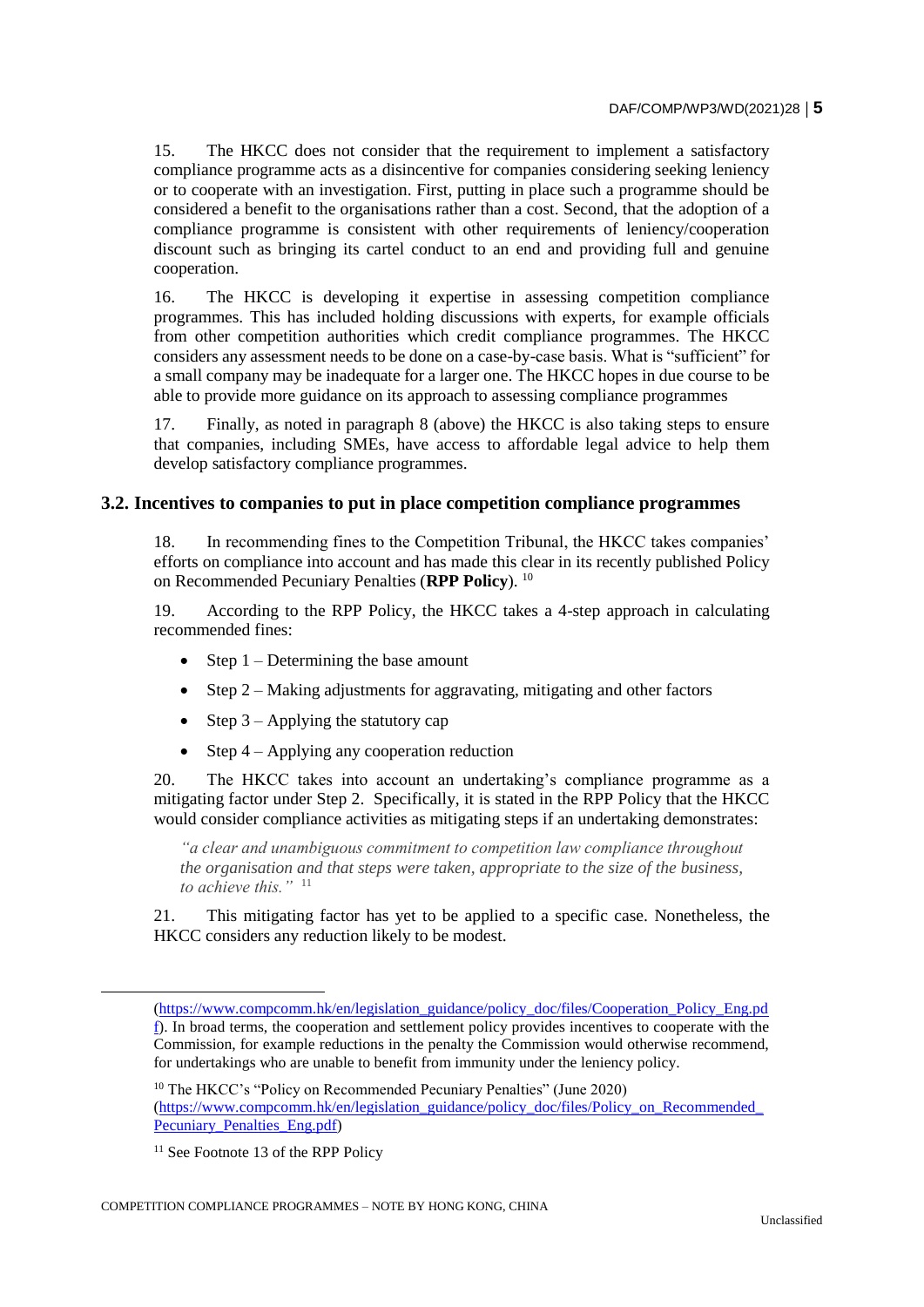15. The HKCC does not consider that the requirement to implement a satisfactory compliance programme acts as a disincentive for companies considering seeking leniency or to cooperate with an investigation. First, putting in place such a programme should be considered a benefit to the organisations rather than a cost. Second, that the adoption of a compliance programme is consistent with other requirements of leniency/cooperation discount such as bringing its cartel conduct to an end and providing full and genuine cooperation.

16. The HKCC is developing it expertise in assessing competition compliance programmes. This has included holding discussions with experts, for example officials from other competition authorities which credit compliance programmes. The HKCC considers any assessment needs to be done on a case-by-case basis. What is "sufficient" for a small company may be inadequate for a larger one. The HKCC hopes in due course to be able to provide more guidance on its approach to assessing compliance programmes

17. Finally, as noted in paragraph 8 (above) the HKCC is also taking steps to ensure that companies, including SMEs, have access to affordable legal advice to help them develop satisfactory compliance programmes.

## 3.2. Incentives to companies to put in place competition compliance programmes

18. In recommending fines to the Competition Tribunal, the HKCC takes companies' efforts on compliance into account and has made this clear in its recently published Policy on Recommended Pecuniary Penalties (**RPP Policy**). [10]

19. According to the RPP Policy, the HKCC takes a 4-step approach in calculating recommended fines:

- Step 1 – Determining the base amount
- Step 2 – Making adjustments for aggravating, mitigating and other factors
- Step 3 – Applying the statutory cap
- Step 4 – Applying any cooperation reduction

20. The HKCC takes into account an undertaking's compliance programme as a mitigating factor under Step 2. Specifically, it is stated in the RPP Policy that the HKCC would consider compliance activities as mitigating steps if an undertaking demonstrates:

> *"a clear and unambiguous commitment to competition law compliance throughout the organisation and that steps were taken, appropriate to the size of the business, to achieve this."* [11]

21. This mitigating factor has yet to be applied to a specific case. Nonetheless, the HKCC considers any reduction likely to be modest.

---

(https://www.compcomm.hk/en/legislation_guidance/policy_doc/files/Cooperation_Policy_Eng.pdf). In broad terms, the cooperation and settlement policy provides incentives to cooperate with the Commission, for example reductions in the penalty the Commission would otherwise recommend, for undertakings who are unable to benefit from immunity under the leniency policy.

[10] The HKCC's "Policy on Recommended Pecuniary Penalties" (June 2020) (https://www.compcomm.hk/en/legislation_guidance/policy_doc/files/Policy_on_Recommended_Pecuniary_Penalties_Eng.pdf)

[11] See Footnote 13 of the RPP Policy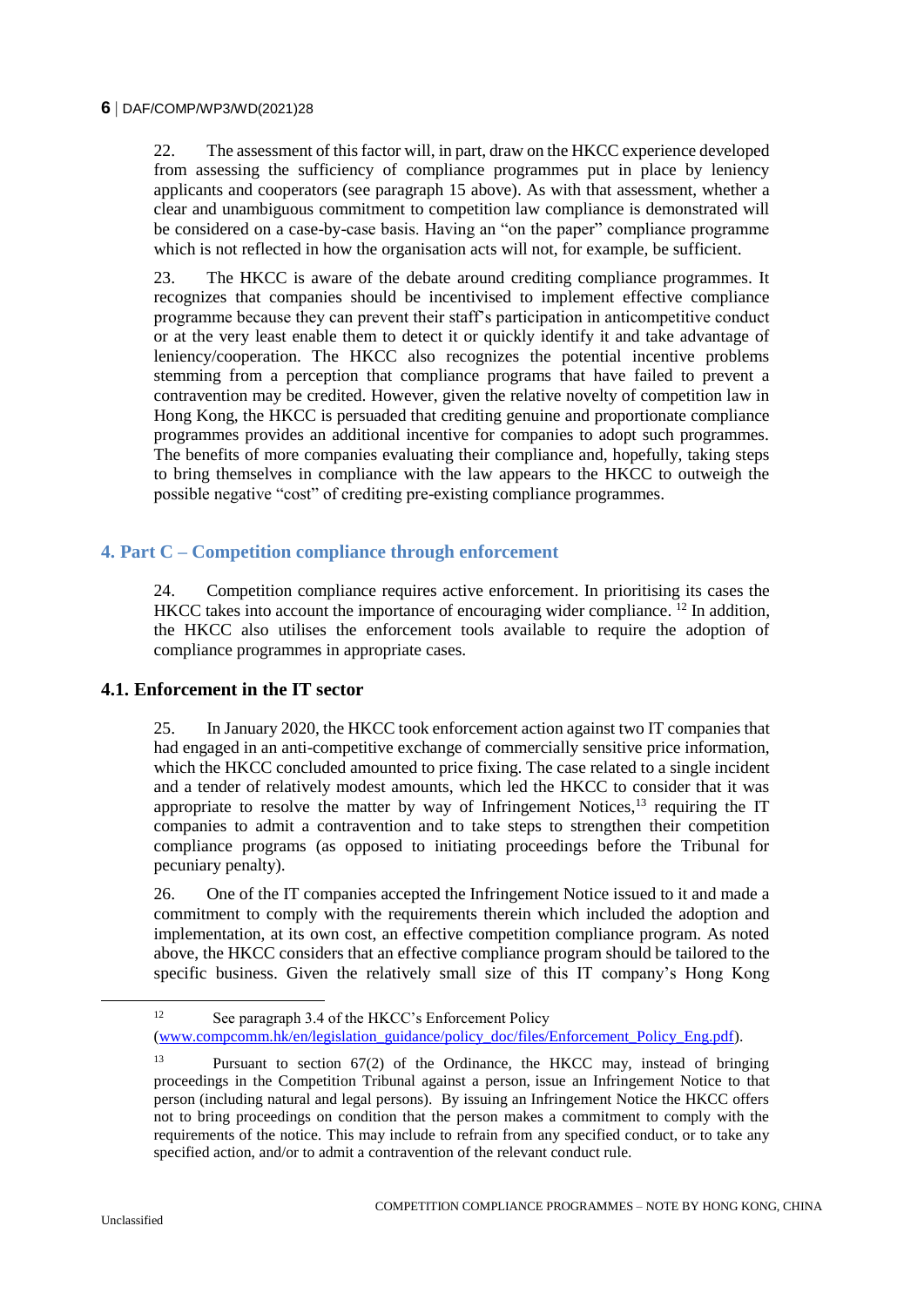22. The assessment of this factor will, in part, draw on the HKCC experience developed from assessing the sufficiency of compliance programmes put in place by leniency applicants and cooperators (see paragraph 15 above). As with that assessment, whether a clear and unambiguous commitment to competition law compliance is demonstrated will be considered on a case-by-case basis. Having an "on the paper" compliance programme which is not reflected in how the organisation acts will not, for example, be sufficient.

23. The HKCC is aware of the debate around crediting compliance programmes. It recognizes that companies should be incentivised to implement effective compliance programme because they can prevent their staff's participation in anticompetitive conduct or at the very least enable them to detect it or quickly identify it and take advantage of leniency/cooperation. The HKCC also recognizes the potential incentive problems stemming from a perception that compliance programs that have failed to prevent a contravention may be credited. However, given the relative novelty of competition law in Hong Kong, the HKCC is persuaded that crediting genuine and proportionate compliance programmes provides an additional incentive for companies to adopt such programmes. The benefits of more companies evaluating their compliance and, hopefully, taking steps to bring themselves in compliance with the law appears to the HKCC to outweigh the possible negative "cost" of crediting pre-existing compliance programmes.

## 4. Part C – Competition compliance through enforcement

24. Competition compliance requires active enforcement. In prioritising its cases the HKCC takes into account the importance of encouraging wider compliance. [12] In addition, the HKCC also utilises the enforcement tools available to require the adoption of compliance programmes in appropriate cases.

### 4.1. Enforcement in the IT sector

25. In January 2020, the HKCC took enforcement action against two IT companies that had engaged in an anti-competitive exchange of commercially sensitive price information, which the HKCC concluded amounted to price fixing. The case related to a single incident and a tender of relatively modest amounts, which led the HKCC to consider that it was appropriate to resolve the matter by way of Infringement Notices,[13] requiring the IT companies to admit a contravention and to take steps to strengthen their competition compliance programs (as opposed to initiating proceedings before the Tribunal for pecuniary penalty).

26. One of the IT companies accepted the Infringement Notice issued to it and made a commitment to comply with the requirements therein which included the adoption and implementation, at its own cost, an effective competition compliance program. As noted above, the HKCC considers that an effective compliance program should be tailored to the specific business. Given the relatively small size of this IT company's Hong Kong

---

[12] See paragraph 3.4 of the HKCC's Enforcement Policy (www.compcomm.hk/en/legislation_guidance/policy_doc/files/Enforcement_Policy_Eng.pdf).

[13] Pursuant to section 67(2) of the Ordinance, the HKCC may, instead of bringing proceedings in the Competition Tribunal against a person, issue an Infringement Notice to that person (including natural and legal persons). By issuing an Infringement Notice the HKCC offers not to bring proceedings on condition that the person makes a commitment to comply with the requirements of the notice. This may include to refrain from any specified conduct, or to take any specified action, and/or to admit a contravention of the relevant conduct rule.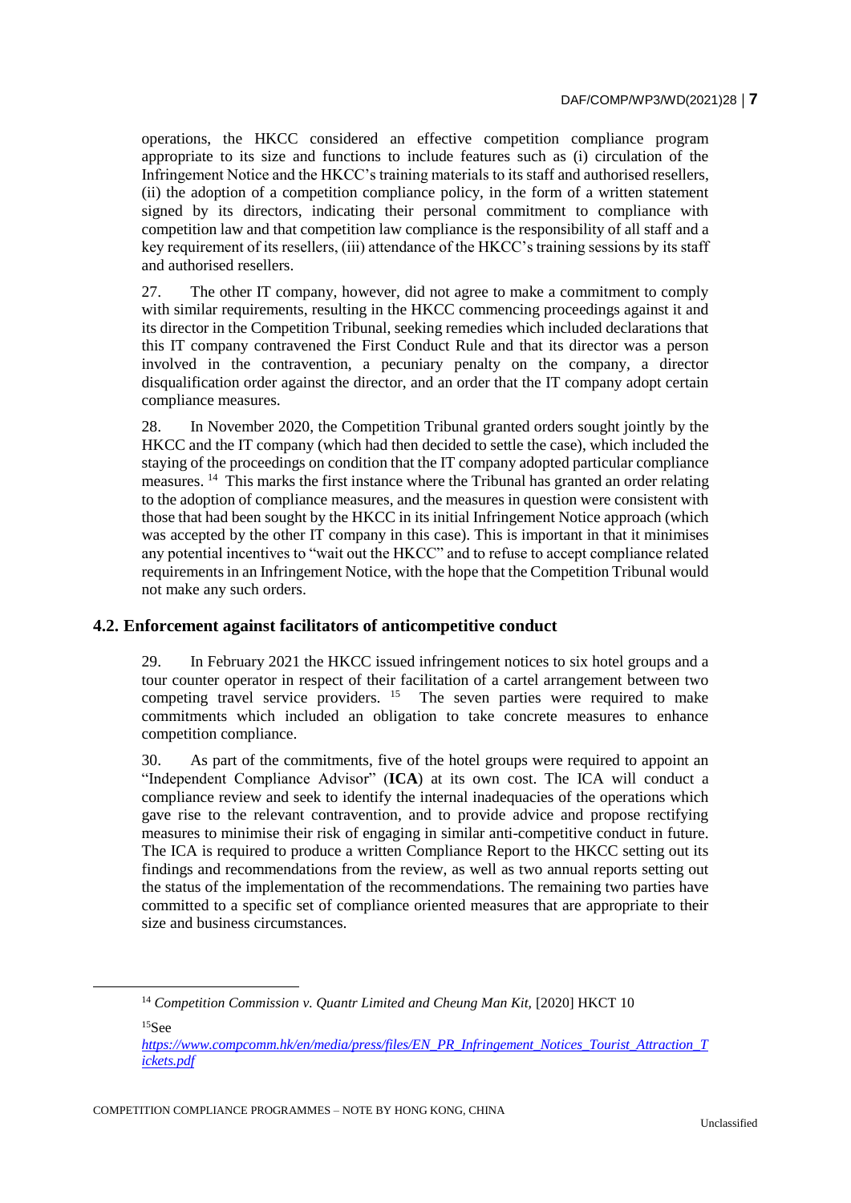operations, the HKCC considered an effective competition compliance program appropriate to its size and functions to include features such as (i) circulation of the Infringement Notice and the HKCC's training materials to its staff and authorised resellers, (ii) the adoption of a competition compliance policy, in the form of a written statement signed by its directors, indicating their personal commitment to compliance with competition law and that competition law compliance is the responsibility of all staff and a key requirement of its resellers, (iii) attendance of the HKCC's training sessions by its staff and authorised resellers.

27. The other IT company, however, did not agree to make a commitment to comply with similar requirements, resulting in the HKCC commencing proceedings against it and its director in the Competition Tribunal, seeking remedies which included declarations that this IT company contravened the First Conduct Rule and that its director was a person involved in the contravention, a pecuniary penalty on the company, a director disqualification order against the director, and an order that the IT company adopt certain compliance measures.

28. In November 2020, the Competition Tribunal granted orders sought jointly by the HKCC and the IT company (which had then decided to settle the case), which included the staying of the proceedings on condition that the IT company adopted particular compliance measures. [14] This marks the first instance where the Tribunal has granted an order relating to the adoption of compliance measures, and the measures in question were consistent with those that had been sought by the HKCC in its initial Infringement Notice approach (which was accepted by the other IT company in this case). This is important in that it minimises any potential incentives to "wait out the HKCC" and to refuse to accept compliance related requirements in an Infringement Notice, with the hope that the Competition Tribunal would not make any such orders.

### 4.2. Enforcement against facilitators of anticompetitive conduct

29. In February 2021 the HKCC issued infringement notices to six hotel groups and a tour counter operator in respect of their facilitation of a cartel arrangement between two competing travel service providers. [15] The seven parties were required to make commitments which included an obligation to take concrete measures to enhance competition compliance.

30. As part of the commitments, five of the hotel groups were required to appoint an "Independent Compliance Advisor" (**ICA**) at its own cost. The ICA will conduct a compliance review and seek to identify the internal inadequacies of the operations which gave rise to the relevant contravention, and to provide advice and propose rectifying measures to minimise their risk of engaging in similar anti-competitive conduct in future. The ICA is required to produce a written Compliance Report to the HKCC setting out its findings and recommendations from the review, as well as two annual reports setting out the status of the implementation of the recommendations. The remaining two parties have committed to a specific set of compliance oriented measures that are appropriate to their size and business circumstances.

---

[14] *Competition Commission v. Quantr Limited and Cheung Man Kit,* [2020] HKCT 10

[15] See *https://www.compcomm.hk/en/media/press/files/EN_PR_Infringement_Notices_Tourist_Attraction_Tickets.pdf*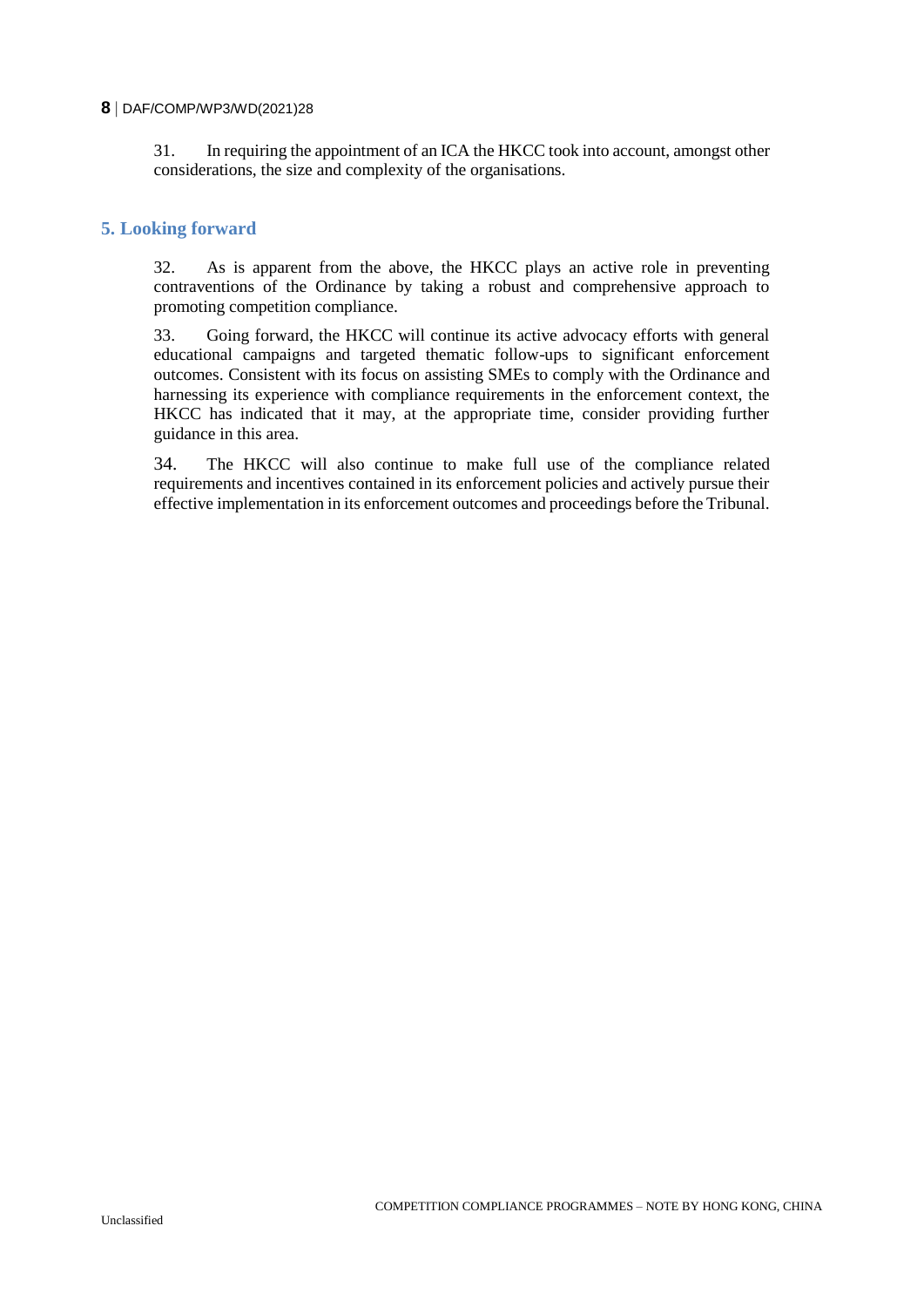31. In requiring the appointment of an ICA the HKCC took into account, amongst other considerations, the size and complexity of the organisations.

## 5. Looking forward

32. As is apparent from the above, the HKCC plays an active role in preventing contraventions of the Ordinance by taking a robust and comprehensive approach to promoting competition compliance.

33. Going forward, the HKCC will continue its active advocacy efforts with general educational campaigns and targeted thematic follow-ups to significant enforcement outcomes. Consistent with its focus on assisting SMEs to comply with the Ordinance and harnessing its experience with compliance requirements in the enforcement context, the HKCC has indicated that it may, at the appropriate time, consider providing further guidance in this area.

34. The HKCC will also continue to make full use of the compliance related requirements and incentives contained in its enforcement policies and actively pursue their effective implementation in its enforcement outcomes and proceedings before the Tribunal.